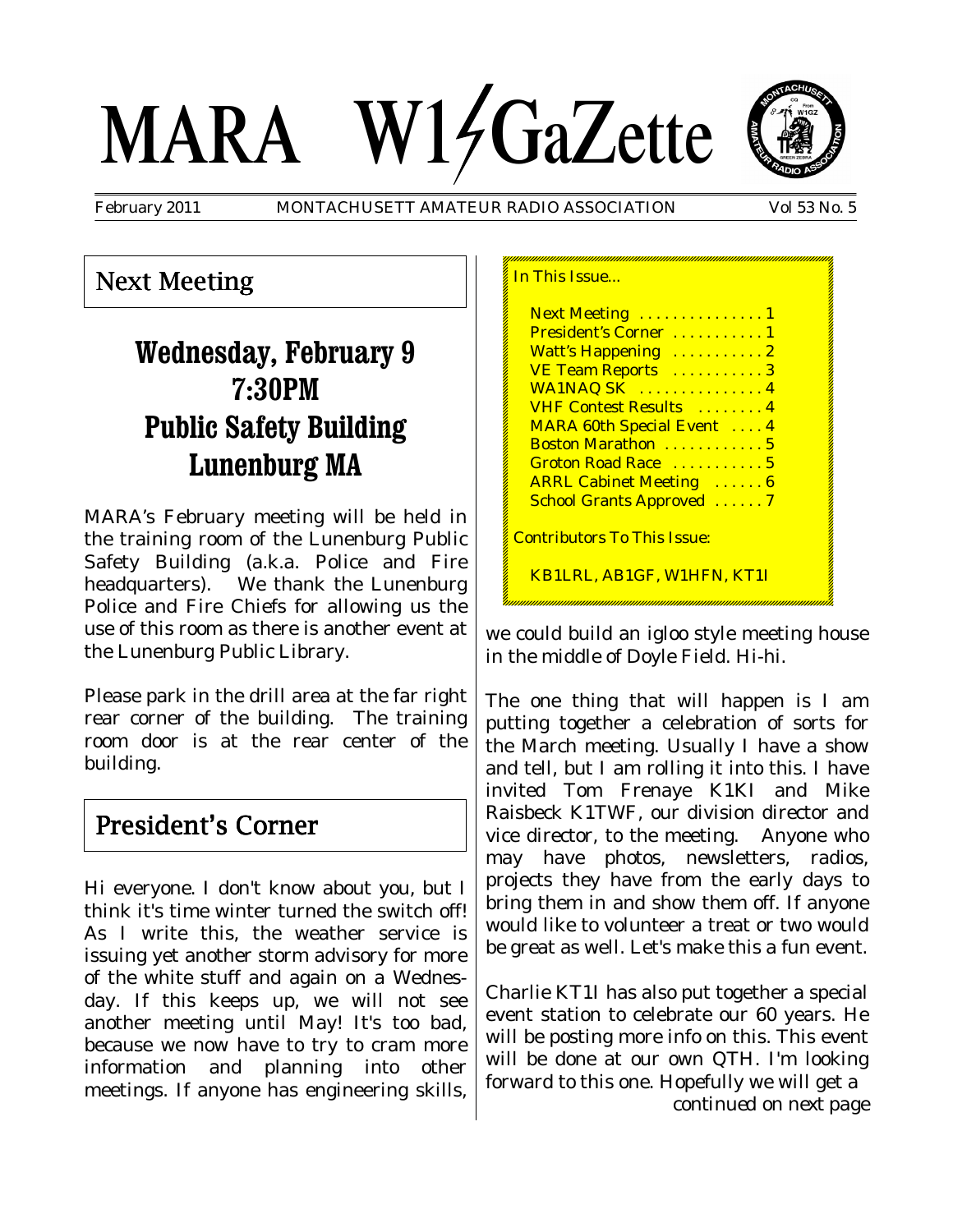# MARA W1GaZette

February 2011 MONTACHUSETT AMATEUR RADIO ASSOCIATION Vol 53 No. 5

## Next Meeting

### Wednesday, February 9
### 7:30PM
### Public Safety Building
### Lunenburg MA

MARA's February meeting will be held in the training room of the Lunenburg Public Safety Building (a.k.a. Police and Fire headquarters). We thank the Lunenburg Police and Fire Chiefs for allowing us the use of this room as there is another event at the Lunenburg Public Library.

Please park in the drill area at the far right rear corner of the building. The training room door is at the rear center of the building.

## President's Corner

Hi everyone. I don't know about you, but I think it's time winter turned the switch off! As I write this, the weather service is issuing yet another storm advisory for more of the white stuff and again on a Wednesday. If this keeps up, we will not see another meeting until May! It's too bad, because we now have to try to cram more information and planning into other meetings. If anyone has engineering skills, we could build an igloo style meeting house in the middle of Doyle Field. Hi-hi.

The one thing that will happen is I am putting together a celebration of sorts for the March meeting. Usually I have a show and tell, but I am rolling it into this. I have invited Tom Frenaye K1KI and Mike Raisbeck K1TWF, our division director and vice director, to the meeting. Anyone who may have photos, newsletters, radios, projects they have from the early days to bring them in and show them off. If anyone would like to volunteer a treat or two would be great as well. Let's make this a fun event.

Charlie KT1I has also put together a special event station to celebrate our 60 years. He will be posting more info on this. This event will be done at our own QTH. I'm looking forward to this one. Hopefully we will get a

*continued on next page*

---

In This Issue...

- Next Meeting ............... 1
- President's Corner ........... 1
- Watt's Happening ........... 2
- VE Team Reports ........... 3
- WA1NAQ SK ............... 4
- VHF Contest Results ........ 4
- MARA 60th Special Event .... 4
- Boston Marathon ............ 5
- Groton Road Race ........... 5
- ARRL Cabinet Meeting ...... 6
- School Grants Approved ...... 7

Contributors To This Issue:

KB1LRL, AB1GF, W1HFN, KT1I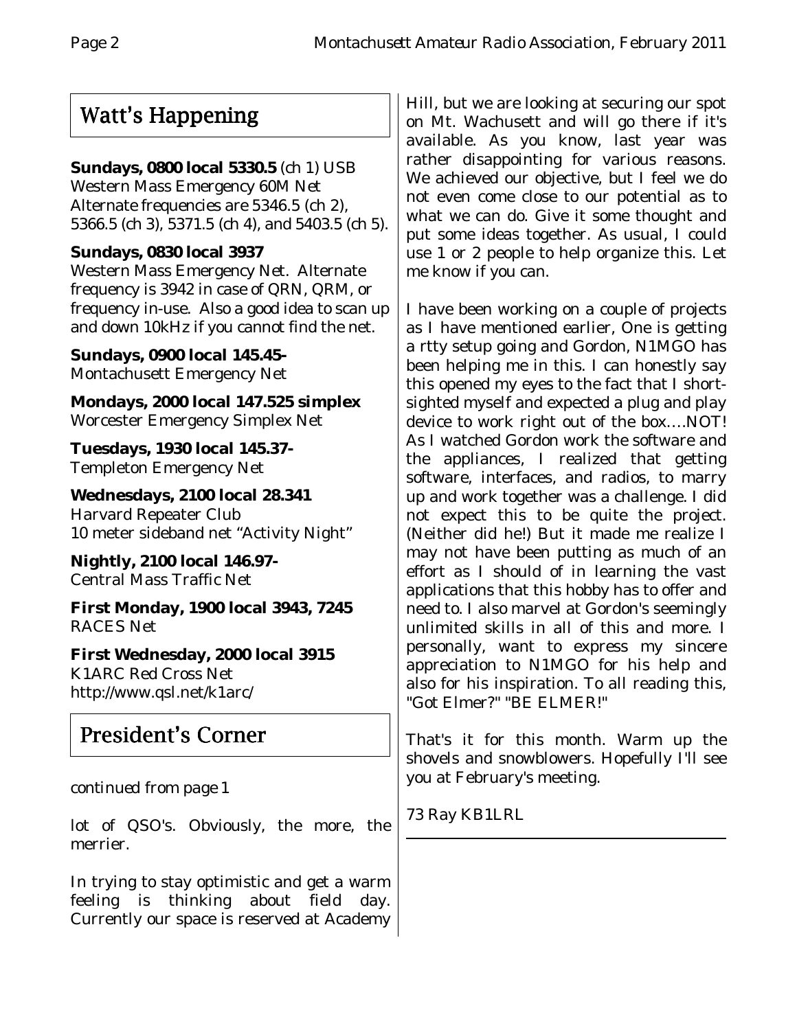## Watt's Happening

**Sundays, 0800 local 5330.5** (ch 1) USB
Western Mass Emergency 60M Net
Alternate frequencies are 5346.5 (ch 2), 5366.5 (ch 3), 5371.5 (ch 4), and 5403.5 (ch 5).

**Sundays, 0830 local 3937**
Western Mass Emergency Net. Alternate frequency is 3942 in case of QRN, QRM, or frequency in-use. Also a good idea to scan up and down 10kHz if you cannot find the net.

**Sundays, 0900 local 145.45-**
Montachusett Emergency Net

**Mondays, 2000 local 147.525 simplex**
Worcester Emergency Simplex Net

**Tuesdays, 1930 local 145.37-**
Templeton Emergency Net

**Wednesdays, 2100 local 28.341**
Harvard Repeater Club
10 meter sideband net "Activity Night"

**Nightly, 2100 local 146.97-**
Central Mass Traffic Net

**First Monday, 1900 local 3943, 7245**
RACES Net

**First Wednesday, 2000 local 3915**
K1ARC Red Cross Net
http://www.qsl.net/k1arc/

## President's Corner

*continued from page 1*

lot of QSO's. Obviously, the more, the merrier.

In trying to stay optimistic and get a warm feeling is thinking about field day. Currently our space is reserved at Academy Hill, but we are looking at securing our spot on Mt. Wachusett and will go there if it's available. As you know, last year was rather disappointing for various reasons. We achieved our objective, but I feel we do not even come close to our potential as to what we can do. Give it some thought and put some ideas together. As usual, I could use 1 or 2 people to help organize this. Let me know if you can.

I have been working on a couple of projects as I have mentioned earlier, One is getting a rtty setup going and Gordon, N1MGO has been helping me in this. I can honestly say this opened my eyes to the fact that I short-sighted myself and expected a plug and play device to work right out of the box....NOT! As I watched Gordon work the software and the appliances, I realized that getting software, interfaces, and radios, to marry up and work together was a challenge. I did not expect this to be quite the project. (Neither did he!) But it made me realize I may not have been putting as much of an effort as I should of in learning the vast applications that this hobby has to offer and need to. I also marvel at Gordon's seemingly unlimited skills in all of this and more. I personally, want to express my sincere appreciation to N1MGO for his help and also for his inspiration. To all reading this, "Got Elmer?" "BE ELMER!"

That's it for this month. Warm up the shovels and snowblowers. Hopefully I'll see you at February's meeting.

73 Ray KB1LRL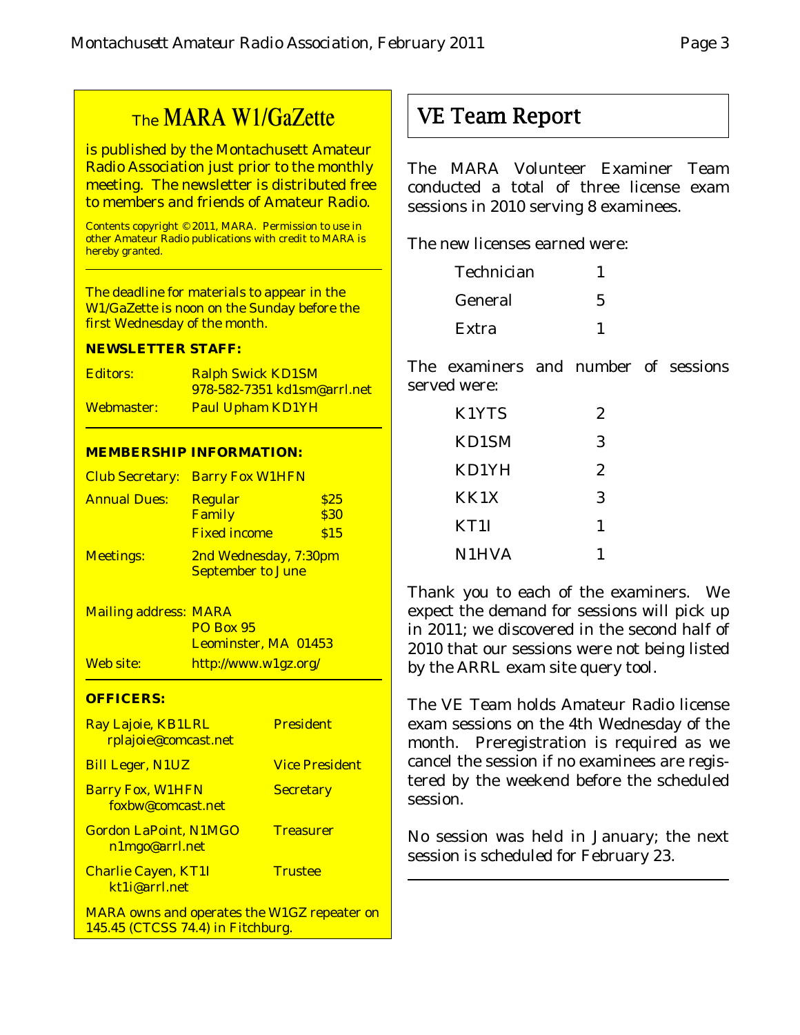## The MARA W1/GaZette

is published by the Montachusett Amateur Radio Association just prior to the monthly meeting. The newsletter is distributed free to members and friends of Amateur Radio.

Contents copyright © 2011, MARA. Permission to use in other Amateur Radio publications with credit to MARA is hereby granted.

The deadline for materials to appear in the W1/GaZette is noon on the Sunday before the first Wednesday of the month.

**NEWSLETTER STAFF:**

| | |
|---|---|
| Editors: | Ralph Swick KD1SM<br>978-582-7351 kd1sm@arrl.net |
| Webmaster: | Paul Upham KD1YH |

**MEMBERSHIP INFORMATION:**

| | | |
|---|---|---|
| Club Secretary: | Barry Fox W1HFN | |
| Annual Dues: | Regular | $25 |
| | Family | $30 |
| | Fixed income | $15 |
| Meetings: | 2nd Wednesday, 7:30pm<br>September to June | |

| | |
|---|---|
| Mailing address: | MARA<br>PO Box 95<br>Leominster, MA 01453 |
| Web site: | http://www.w1gz.org/ |

**OFFICERS:**

| | |
|---|---|
| Ray Lajoie, KB1LRL<br>rplajoie@comcast.net | President |
| Bill Leger, N1UZ | Vice President |
| Barry Fox, W1HFN<br>foxbw@comcast.net | Secretary |
| Gordon LaPoint, N1MGO<br>n1mgo@arrl.net | Treasurer |
| Charlie Cayen, KT1I<br>kt1i@arrl.net | Trustee |

MARA owns and operates the W1GZ repeater on 145.45 (CTCSS 74.4) in Fitchburg.

# VE Team Report

The MARA Volunteer Examiner Team conducted a total of three license exam sessions in 2010 serving 8 examinees.

The new licenses earned were:

| | |
|---|---|
| Technician | 1 |
| General | 5 |
| Extra | 1 |

The examiners and number of sessions served were:

| | |
|---|---|
| K1YTS | 2 |
| KD1SM | 3 |
| KD1YH | 2 |
| KK1X | 3 |
| KT1I | 1 |
| N1HVA | 1 |

Thank you to each of the examiners. We expect the demand for sessions will pick up in 2011; we discovered in the second half of 2010 that our sessions were not being listed by the ARRL exam site query tool.

The VE Team holds Amateur Radio license exam sessions on the 4th Wednesday of the month. Preregistration is required as we cancel the session if no examinees are registered by the weekend before the scheduled session.

No session was held in January; the next session is scheduled for February 23.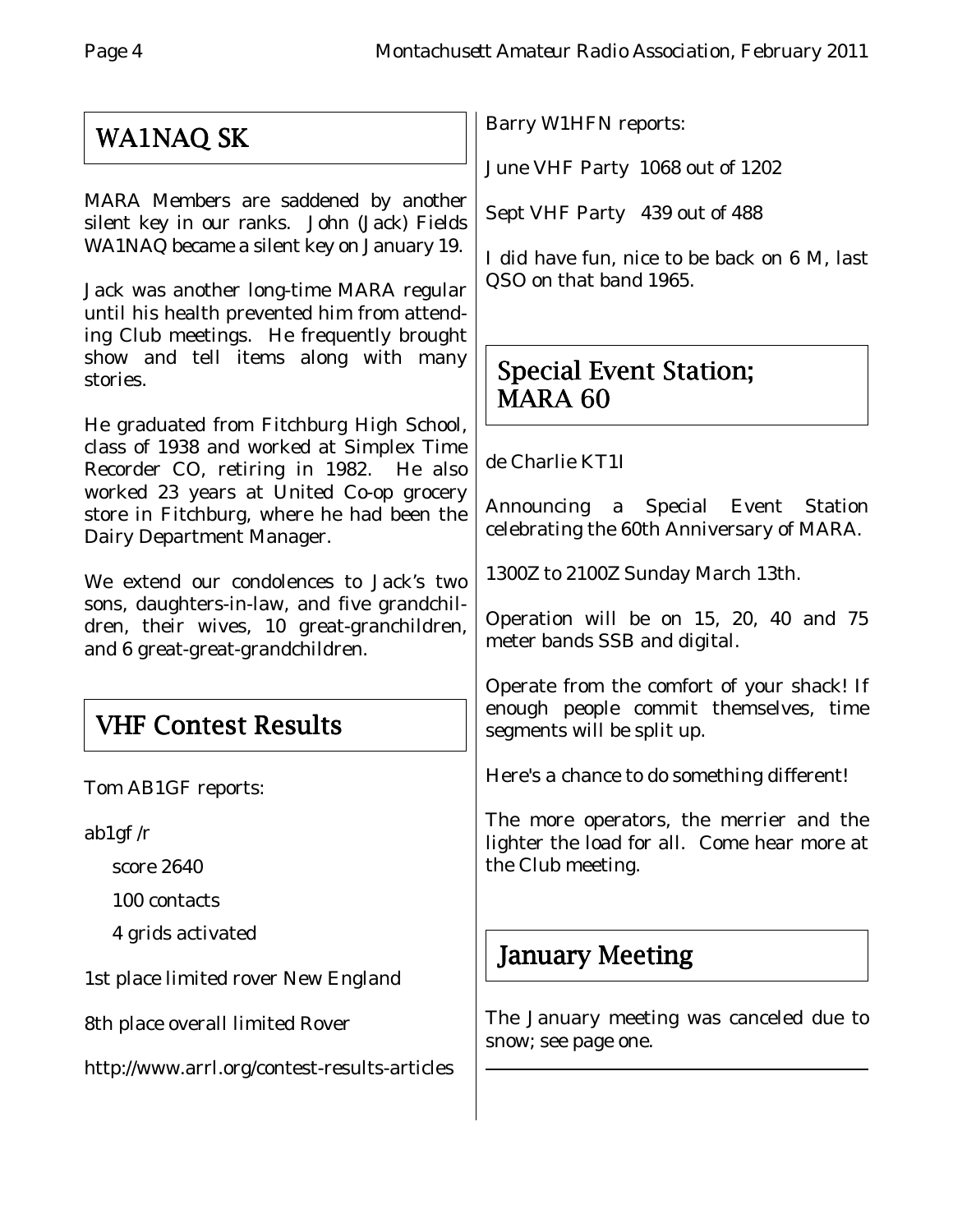## WA1NAQ SK

MARA Members are saddened by another silent key in our ranks. John (Jack) Fields WA1NAQ became a silent key on January 19.

Jack was another long-time MARA regular until his health prevented him from attending Club meetings. He frequently brought show and tell items along with many stories.

He graduated from Fitchburg High School, class of 1938 and worked at Simplex Time Recorder CO, retiring in 1982. He also worked 23 years at United Co-op grocery store in Fitchburg, where he had been the Dairy Department Manager.

We extend our condolences to Jack's two sons, daughters-in-law, and five grandchildren, their wives, 10 great-granchildren, and 6 great-great-grandchildren.

## VHF Contest Results

Tom AB1GF reports:

ab1gf /r

- score 2640
- 100 contacts
- 4 grids activated

1st place limited rover New England

8th place overall limited Rover

http://www.arrl.org/contest-results-articles

Barry W1HFN reports:

June VHF Party 1068 out of 1202

Sept VHF Party 439 out of 488

I did have fun, nice to be back on 6 M, last QSO on that band 1965.

## Special Event Station; MARA 60

de Charlie KT1I

Announcing a Special Event Station celebrating the 60th Anniversary of MARA.

1300Z to 2100Z Sunday March 13th.

Operation will be on 15, 20, 40 and 75 meter bands SSB and digital.

Operate from the comfort of your shack! If enough people commit themselves, time segments will be split up.

Here's a chance to do something different!

The more operators, the merrier and the lighter the load for all. Come hear more at the Club meeting.

## January Meeting

The January meeting was canceled due to snow; see page one.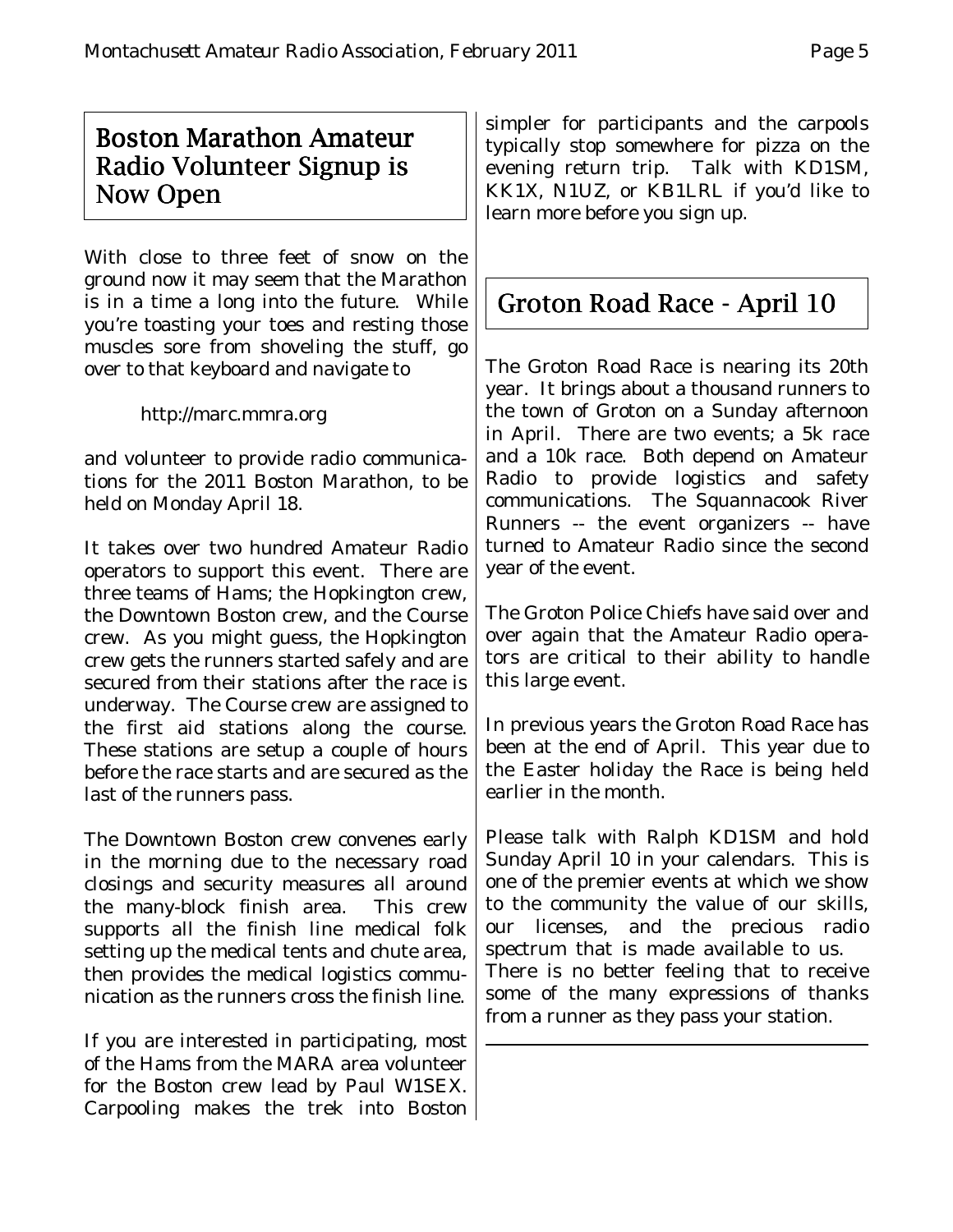## Boston Marathon Amateur Radio Volunteer Signup is Now Open

With close to three feet of snow on the ground now it may seem that the Marathon is in a time a long into the future. While you're toasting your toes and resting those muscles sore from shoveling the stuff, go over to that keyboard and navigate to

http://marc.mmra.org

and volunteer to provide radio communications for the 2011 Boston Marathon, to be held on Monday April 18.

It takes over two hundred Amateur Radio operators to support this event. There are three teams of Hams; the Hopkington crew, the Downtown Boston crew, and the Course crew. As you might guess, the Hopkington crew gets the runners started safely and are secured from their stations after the race is underway. The Course crew are assigned to the first aid stations along the course. These stations are setup a couple of hours before the race starts and are secured as the last of the runners pass.

The Downtown Boston crew convenes early in the morning due to the necessary road closings and security measures all around the many-block finish area. This crew supports all the finish line medical folk setting up the medical tents and chute area, then provides the medical logistics communication as the runners cross the finish line.

If you are interested in participating, most of the Hams from the MARA area volunteer for the Boston crew lead by Paul W1SEX. Carpooling makes the trek into Boston simpler for participants and the carpools typically stop somewhere for pizza on the evening return trip. Talk with KD1SM, KK1X, N1UZ, or KB1LRL if you'd like to learn more before you sign up.

## Groton Road Race - April 10

The Groton Road Race is nearing its 20th year. It brings about a thousand runners to the town of Groton on a Sunday afternoon in April. There are two events; a 5k race and a 10k race. Both depend on Amateur Radio to provide logistics and safety communications. The Squannacook River Runners -- the event organizers -- have turned to Amateur Radio since the second year of the event.

The Groton Police Chiefs have said over and over again that the Amateur Radio operators are critical to their ability to handle this large event.

In previous years the Groton Road Race has been at the end of April. This year due to the Easter holiday the Race is being held earlier in the month.

Please talk with Ralph KD1SM and hold Sunday April 10 in your calendars. This is one of the premier events at which we show to the community the value of our skills, our licenses, and the precious radio spectrum that is made available to us. There is no better feeling that to receive some of the many expressions of thanks from a runner as they pass your station.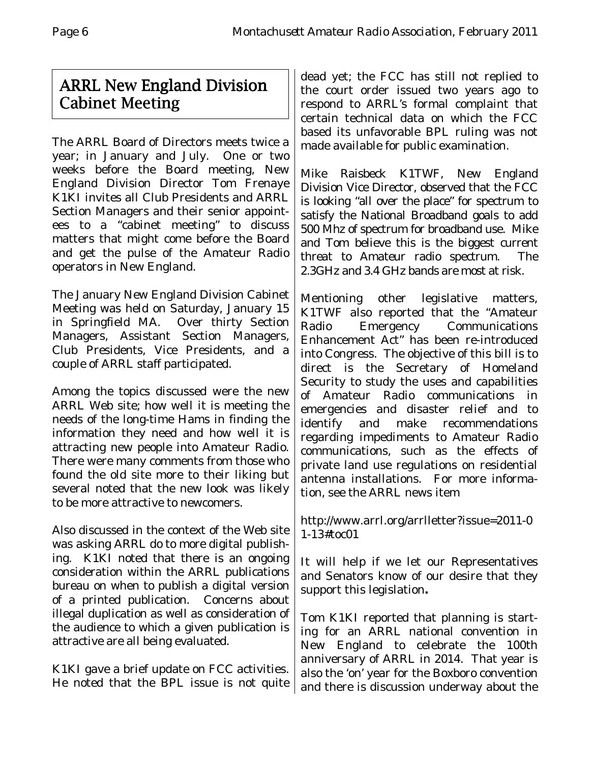## ARRL New England Division Cabinet Meeting

The ARRL Board of Directors meets twice a year; in January and July. One or two weeks before the Board meeting, New England Division Director Tom Frenaye K1KI invites all Club Presidents and ARRL Section Managers and their senior appointees to a "cabinet meeting" to discuss matters that might come before the Board and get the pulse of the Amateur Radio operators in New England.

The January New England Division Cabinet Meeting was held on Saturday, January 15 in Springfield MA. Over thirty Section Managers, Assistant Section Managers, Club Presidents, Vice Presidents, and a couple of ARRL staff participated.

Among the topics discussed were the new ARRL Web site; how well it is meeting the needs of the long-time Hams in finding the information they need and how well it is attracting new people into Amateur Radio. There were many comments from those who found the old site more to their liking but several noted that the new look was likely to be more attractive to newcomers.

Also discussed in the context of the Web site was asking ARRL do to more digital publishing. K1KI noted that there is an ongoing consideration within the ARRL publications bureau on when to publish a digital version of a printed publication. Concerns about illegal duplication as well as consideration of the audience to which a given publication is attractive are all being evaluated.

K1KI gave a brief update on FCC activities. He noted that the BPL issue is not quite dead yet; the FCC has still not replied to the court order issued two years ago to respond to ARRL's formal complaint that certain technical data on which the FCC based its unfavorable BPL ruling was not made available for public examination.

Mike Raisbeck K1TWF, New England Division Vice Director, observed that the FCC is looking "all over the place" for spectrum to satisfy the National Broadband goals to add 500 Mhz of spectrum for broadband use. Mike and Tom believe this is the biggest current threat to Amateur radio spectrum. The 2.3GHz and 3.4 GHz bands are most at risk.

Mentioning other legislative matters, K1TWF also reported that the "Amateur Radio Emergency Communications Enhancement Act" has been re-introduced into Congress. The objective of this bill is to direct is the Secretary of Homeland Security to study the uses and capabilities of Amateur Radio communications in emergencies and disaster relief and to identify and make recommendations regarding impediments to Amateur Radio communications, such as the effects of private land use regulations on residential antenna installations. For more information, see the ARRL news item

http://www.arrl.org/arrlletter?issue=2011-01-13#toc01

It will help if we let our Representatives and Senators know of our desire that they support this legislation**.**

Tom K1KI reported that planning is starting for an ARRL national convention in New England to celebrate the 100th anniversary of ARRL in 2014. That year is also the 'on' year for the Boxboro convention and there is discussion underway about the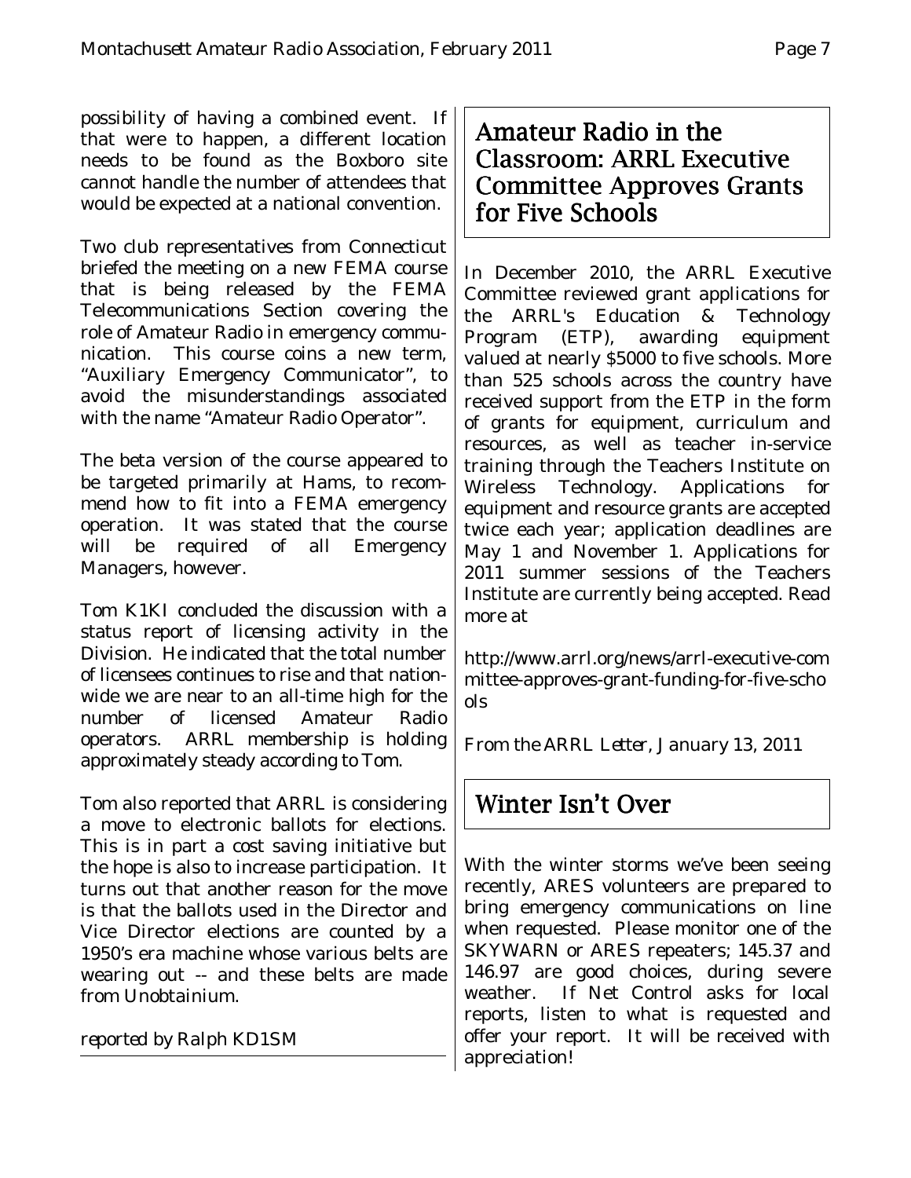possibility of having a combined event. If that were to happen, a different location needs to be found as the Boxboro site cannot handle the number of attendees that would be expected at a national convention.

Two club representatives from Connecticut briefed the meeting on a new FEMA course that is being released by the FEMA Telecommunications Section covering the role of Amateur Radio in emergency communication. This course coins a new term, "Auxiliary Emergency Communicator", to avoid the misunderstandings associated with the name "Amateur Radio Operator".

The beta version of the course appeared to be targeted primarily at Hams, to recommend how to fit into a FEMA emergency operation. It was stated that the course will be required of all Emergency Managers, however.

Tom K1KI concluded the discussion with a status report of licensing activity in the Division. He indicated that the total number of licensees continues to rise and that nationwide we are near to an all-time high for the number of licensed Amateur Radio operators. ARRL membership is holding approximately steady according to Tom.

Tom also reported that ARRL is considering a move to electronic ballots for elections. This is in part a cost saving initiative but the hope is also to increase participation. It turns out that another reason for the move is that the ballots used in the Director and Vice Director elections are counted by a 1950's era machine whose various belts are wearing out -- and these belts are made from Unobtainium.

*reported by Ralph KD1SM*

## Amateur Radio in the Classroom: ARRL Executive Committee Approves Grants for Five Schools

In December 2010, the ARRL Executive Committee reviewed grant applications for the ARRL's Education & Technology Program (ETP), awarding equipment valued at nearly $5000 to five schools. More than 525 schools across the country have received support from the ETP in the form of grants for equipment, curriculum and resources, as well as teacher in-service training through the Teachers Institute on Wireless Technology. Applications for equipment and resource grants are accepted twice each year; application deadlines are May 1 and November 1. Applications for 2011 summer sessions of the Teachers Institute are currently being accepted. Read more at

http://www.arrl.org/news/arrl-executive-committee-approves-grant-funding-for-five-schools

*From the ARRL Letter, January 13, 2011*

## Winter Isn't Over

With the winter storms we've been seeing recently, ARES volunteers are prepared to bring emergency communications on line when requested. Please monitor one of the SKYWARN or ARES repeaters; 145.37 and 146.97 are good choices, during severe weather. If Net Control asks for local reports, listen to what is requested and offer your report. It will be received with appreciation!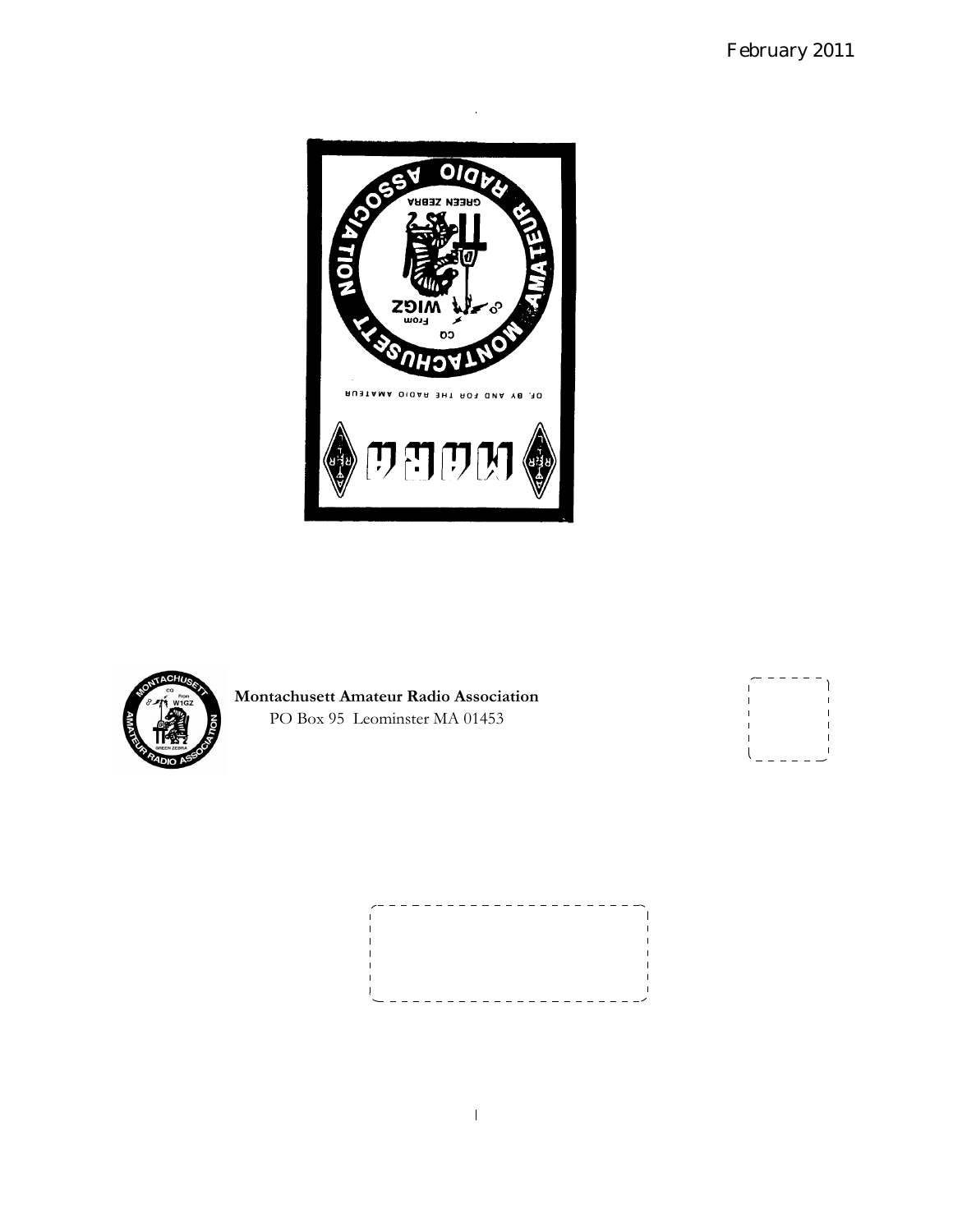**Montachusett Amateur Radio Association**

PO Box 95 Leominster MA 01453